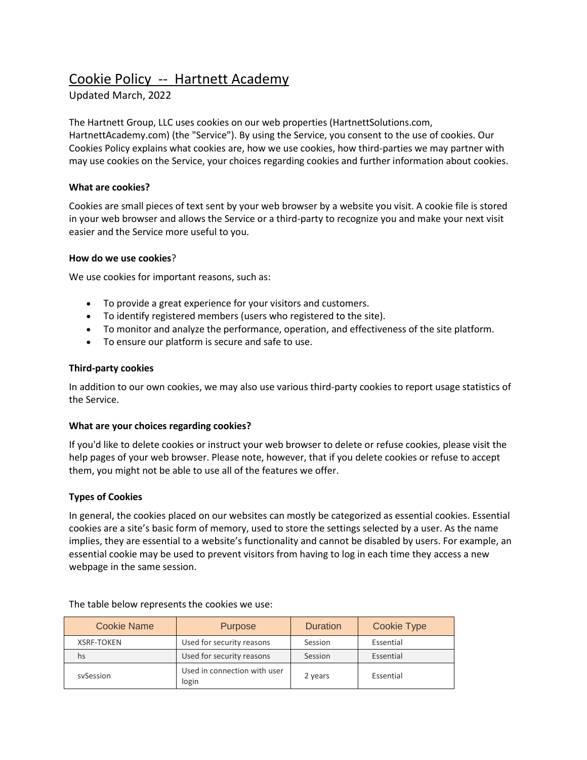# Cookie Policy -- Hartnett Academy

Updated March, 2022

The Hartnett Group, LLC uses cookies on our web properties (HartnettSolutions.com, HartnettAcademy.com) (the "Service"). By using the Service, you consent to the use of cookies. Our Cookies Policy explains what cookies are, how we use cookies, how third-parties we may partner with may use cookies on the Service, your choices regarding cookies and further information about cookies.

**What are cookies?**

Cookies are small pieces of text sent by your web browser by a website you visit. A cookie file is stored in your web browser and allows the Service or a third-party to recognize you and make your next visit easier and the Service more useful to you.

**How do we use cookies**?

We use cookies for important reasons, such as:

- To provide a great experience for your visitors and customers.
- To identify registered members (users who registered to the site).
- To monitor and analyze the performance, operation, and effectiveness of the site platform.
- To ensure our platform is secure and safe to use.

**Third-party cookies**

In addition to our own cookies, we may also use various third-party cookies to report usage statistics of the Service.

**What are your choices regarding cookies?**

If you'd like to delete cookies or instruct your web browser to delete or refuse cookies, please visit the help pages of your web browser. Please note, however, that if you delete cookies or refuse to accept them, you might not be able to use all of the features we offer.

**Types of Cookies**

In general, the cookies placed on our websites can mostly be categorized as essential cookies. Essential cookies are a site's basic form of memory, used to store the settings selected by a user. As the name implies, they are essential to a website's functionality and cannot be disabled by users. For example, an essential cookie may be used to prevent visitors from having to log in each time they access a new webpage in the same session.

The table below represents the cookies we use:

| Cookie Name | Purpose | Duration | Cookie Type |
|---|---|---|---|
| XSRF-TOKEN | Used for security reasons | Session | Essential |
| hs | Used for security reasons | Session | Essential |
| svSession | Used in connection with user login | 2 years | Essential |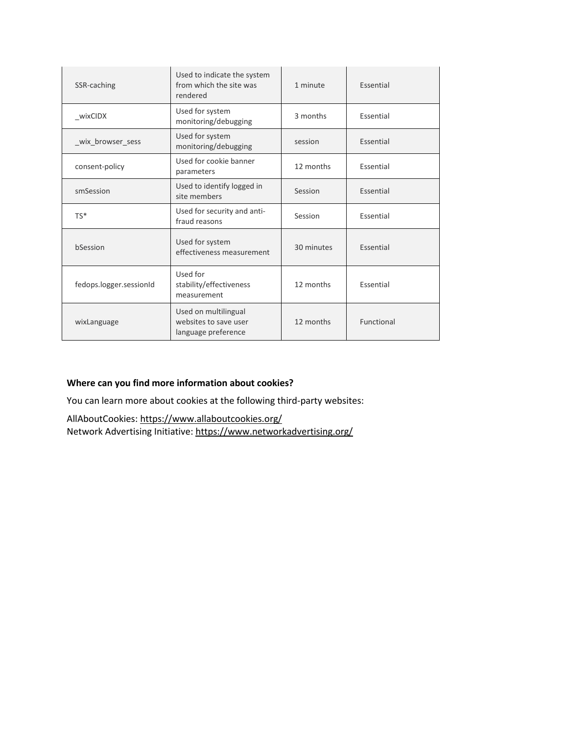| | | | |
|---|---|---|---|
| SSR-caching | Used to indicate the system from which the site was rendered | 1 minute | Essential |
| _wixCIDX | Used for system monitoring/debugging | 3 months | Essential |
| _wix_browser_sess | Used for system monitoring/debugging | session | Essential |
| consent-policy | Used for cookie banner parameters | 12 months | Essential |
| smSession | Used to identify logged in site members | Session | Essential |
| TS* | Used for security and anti-fraud reasons | Session | Essential |
| bSession | Used for system effectiveness measurement | 30 minutes | Essential |
| fedops.logger.sessionId | Used for stability/effectiveness measurement | 12 months | Essential |
| wixLanguage | Used on multilingual websites to save user language preference | 12 months | Functional |

**Where can you find more information about cookies?**

You can learn more about cookies at the following third-party websites:

AllAboutCookies: https://www.allaboutcookies.org/
Network Advertising Initiative: https://www.networkadvertising.org/